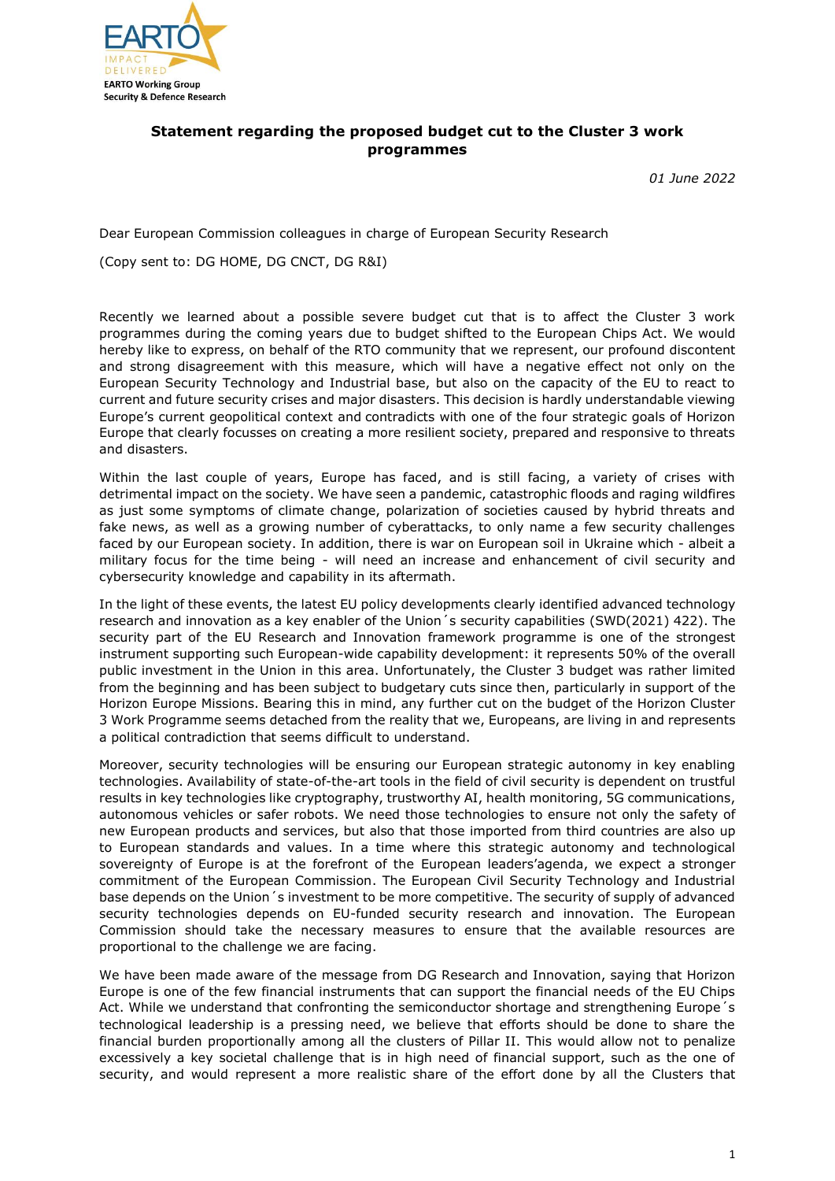EARTO Working Group Security & Defence Research

**Statement regarding the proposed budget cut to the Cluster 3 work programmes**

*01 June 2022*

Dear European Commission colleagues in charge of European Security Research

(Copy sent to: DG HOME, DG CNCT, DG R&I)

Recently we learned about a possible severe budget cut that is to affect the Cluster 3 work programmes during the coming years due to budget shifted to the European Chips Act. We would hereby like to express, on behalf of the RTO community that we represent, our profound discontent and strong disagreement with this measure, which will have a negative effect not only on the European Security Technology and Industrial base, but also on the capacity of the EU to react to current and future security crises and major disasters. This decision is hardly understandable viewing Europe's current geopolitical context and contradicts with one of the four strategic goals of Horizon Europe that clearly focusses on creating a more resilient society, prepared and responsive to threats and disasters.

Within the last couple of years, Europe has faced, and is still facing, a variety of crises with detrimental impact on the society. We have seen a pandemic, catastrophic floods and raging wildfires as just some symptoms of climate change, polarization of societies caused by hybrid threats and fake news, as well as a growing number of cyberattacks, to only name a few security challenges faced by our European society. In addition, there is war on European soil in Ukraine which - albeit a military focus for the time being - will need an increase and enhancement of civil security and cybersecurity knowledge and capability in its aftermath.

In the light of these events, the latest EU policy developments clearly identified advanced technology research and innovation as a key enabler of the Union´s security capabilities (SWD(2021) 422). The security part of the EU Research and Innovation framework programme is one of the strongest instrument supporting such European-wide capability development: it represents 50% of the overall public investment in the Union in this area. Unfortunately, the Cluster 3 budget was rather limited from the beginning and has been subject to budgetary cuts since then, particularly in support of the Horizon Europe Missions. Bearing this in mind, any further cut on the budget of the Horizon Cluster 3 Work Programme seems detached from the reality that we, Europeans, are living in and represents a political contradiction that seems difficult to understand.

Moreover, security technologies will be ensuring our European strategic autonomy in key enabling technologies. Availability of state-of-the-art tools in the field of civil security is dependent on trustful results in key technologies like cryptography, trustworthy AI, health monitoring, 5G communications, autonomous vehicles or safer robots. We need those technologies to ensure not only the safety of new European products and services, but also that those imported from third countries are also up to European standards and values. In a time where this strategic autonomy and technological sovereignty of Europe is at the forefront of the European leaders'agenda, we expect a stronger commitment of the European Commission. The European Civil Security Technology and Industrial base depends on the Union´s investment to be more competitive. The security of supply of advanced security technologies depends on EU-funded security research and innovation. The European Commission should take the necessary measures to ensure that the available resources are proportional to the challenge we are facing.

We have been made aware of the message from DG Research and Innovation, saying that Horizon Europe is one of the few financial instruments that can support the financial needs of the EU Chips Act. While we understand that confronting the semiconductor shortage and strengthening Europe´s technological leadership is a pressing need, we believe that efforts should be done to share the financial burden proportionally among all the clusters of Pillar II. This would allow not to penalize excessively a key societal challenge that is in high need of financial support, such as the one of security, and would represent a more realistic share of the effort done by all the Clusters that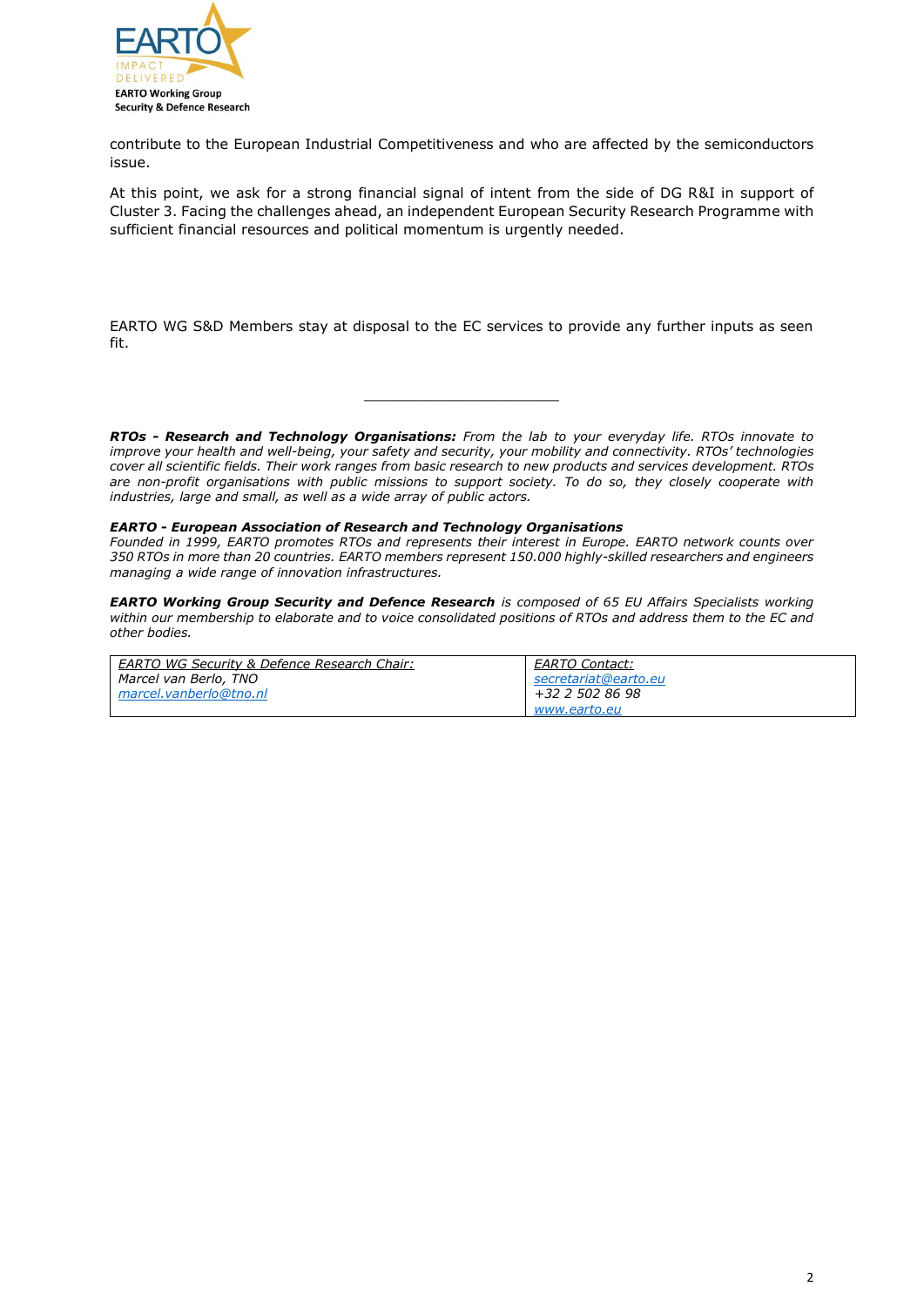contribute to the European Industrial Competitiveness and who are affected by the semiconductors issue.

At this point, we ask for a strong financial signal of intent from the side of DG R&I in support of Cluster 3. Facing the challenges ahead, an independent European Security Research Programme with sufficient financial resources and political momentum is urgently needed.

EARTO WG S&D Members stay at disposal to the EC services to provide any further inputs as seen fit.

---

***RTOs - Research and Technology Organisations:*** *From the lab to your everyday life. RTOs innovate to improve your health and well-being, your safety and security, your mobility and connectivity. RTOs' technologies cover all scientific fields. Their work ranges from basic research to new products and services development. RTOs are non-profit organisations with public missions to support society. To do so, they closely cooperate with industries, large and small, as well as a wide array of public actors.*

***EARTO - European Association of Research and Technology Organisations***
*Founded in 1999, EARTO promotes RTOs and represents their interest in Europe. EARTO network counts over 350 RTOs in more than 20 countries. EARTO members represent 150.000 highly-skilled researchers and engineers managing a wide range of innovation infrastructures.*

***EARTO Working Group Security and Defence Research*** *is composed of 65 EU Affairs Specialists working within our membership to elaborate and to voice consolidated positions of RTOs and address them to the EC and other bodies.*

| | |
|---|---|
| *EARTO WG Security & Defence Research Chair:*<br>*Marcel van Berlo, TNO*<br>*marcel.vanberlo@tno.nl* | *EARTO Contact:*<br>*secretariat@earto.eu*<br>*+32 2 502 86 98*<br>*www.earto.eu* |